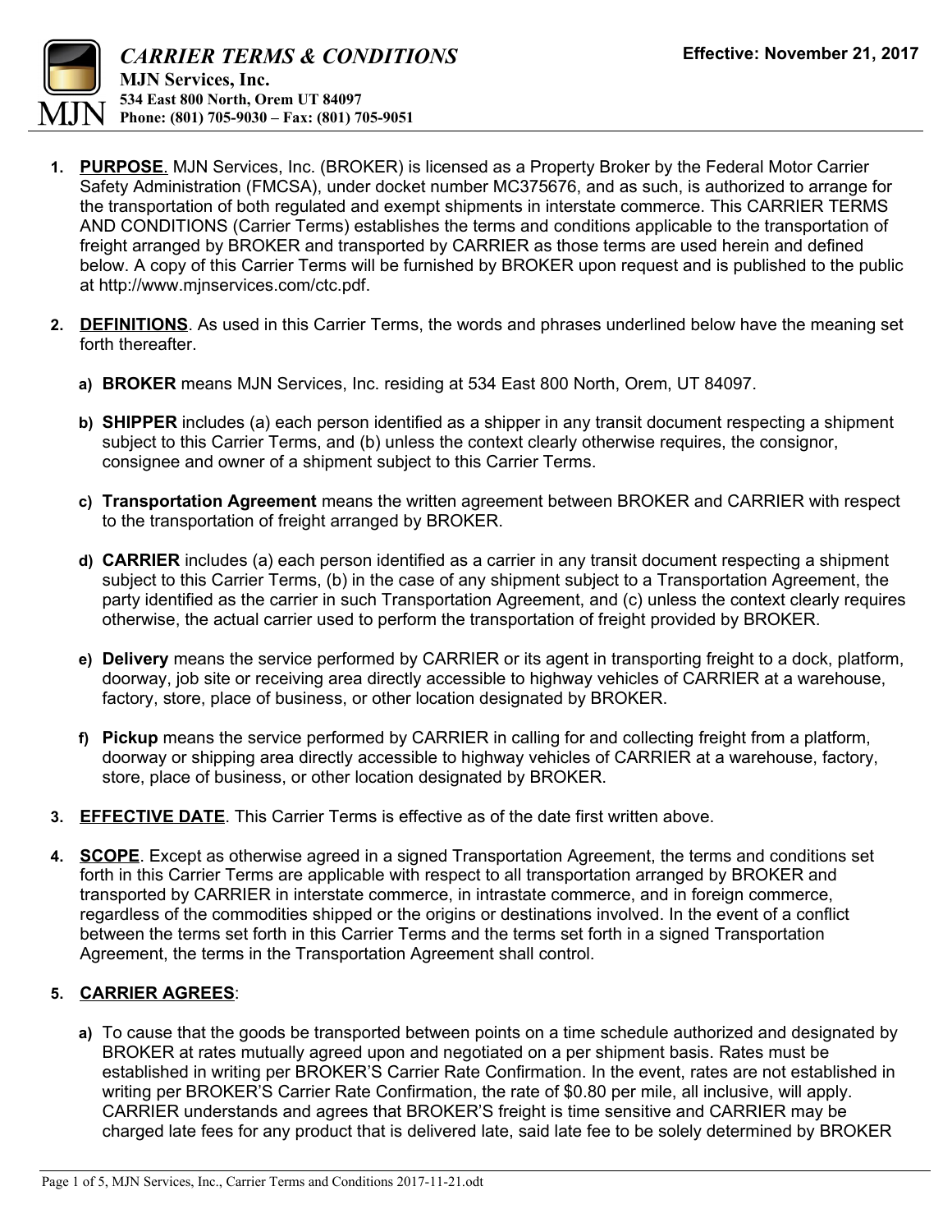# CARRIER TERMS & CONDITIONS

**MJN Services, Inc.**
**534 East 800 North, Orem UT 84097**
**Phone: (801) 705-9030 – Fax: (801) 705-9051**

**Effective: November 21, 2017**

1. **PURPOSE**. MJN Services, Inc. (BROKER) is licensed as a Property Broker by the Federal Motor Carrier Safety Administration (FMCSA), under docket number MC375676, and as such, is authorized to arrange for the transportation of both regulated and exempt shipments in interstate commerce. This CARRIER TERMS AND CONDITIONS (Carrier Terms) establishes the terms and conditions applicable to the transportation of freight arranged by BROKER and transported by CARRIER as those terms are used herein and defined below. A copy of this Carrier Terms will be furnished by BROKER upon request and is published to the public at http://www.mjnservices.com/ctc.pdf.

2. **DEFINITIONS**. As used in this Carrier Terms, the words and phrases underlined below have the meaning set forth thereafter.

   a) **BROKER** means MJN Services, Inc. residing at 534 East 800 North, Orem, UT 84097.

   b) **SHIPPER** includes (a) each person identified as a shipper in any transit document respecting a shipment subject to this Carrier Terms, and (b) unless the context clearly otherwise requires, the consignor, consignee and owner of a shipment subject to this Carrier Terms.

   c) **Transportation Agreement** means the written agreement between BROKER and CARRIER with respect to the transportation of freight arranged by BROKER.

   d) **CARRIER** includes (a) each person identified as a carrier in any transit document respecting a shipment subject to this Carrier Terms, (b) in the case of any shipment subject to a Transportation Agreement, the party identified as the carrier in such Transportation Agreement, and (c) unless the context clearly requires otherwise, the actual carrier used to perform the transportation of freight provided by BROKER.

   e) **Delivery** means the service performed by CARRIER or its agent in transporting freight to a dock, platform, doorway, job site or receiving area directly accessible to highway vehicles of CARRIER at a warehouse, factory, store, place of business, or other location designated by BROKER.

   f) **Pickup** means the service performed by CARRIER in calling for and collecting freight from a platform, doorway or shipping area directly accessible to highway vehicles of CARRIER at a warehouse, factory, store, place of business, or other location designated by BROKER.

3. **EFFECTIVE DATE**. This Carrier Terms is effective as of the date first written above.

4. **SCOPE**. Except as otherwise agreed in a signed Transportation Agreement, the terms and conditions set forth in this Carrier Terms are applicable with respect to all transportation arranged by BROKER and transported by CARRIER in interstate commerce, in intrastate commerce, and in foreign commerce, regardless of the commodities shipped or the origins or destinations involved. In the event of a conflict between the terms set forth in this Carrier Terms and the terms set forth in a signed Transportation Agreement, the terms in the Transportation Agreement shall control.

5. **CARRIER AGREES**:

   a) To cause that the goods be transported between points on a time schedule authorized and designated by BROKER at rates mutually agreed upon and negotiated on a per shipment basis. Rates must be established in writing per BROKER'S Carrier Rate Confirmation. In the event, rates are not established in writing per BROKER'S Carrier Rate Confirmation, the rate of $0.80 per mile, all inclusive, will apply. CARRIER understands and agrees that BROKER'S freight is time sensitive and CARRIER may be charged late fees for any product that is delivered late, said late fee to be solely determined by BROKER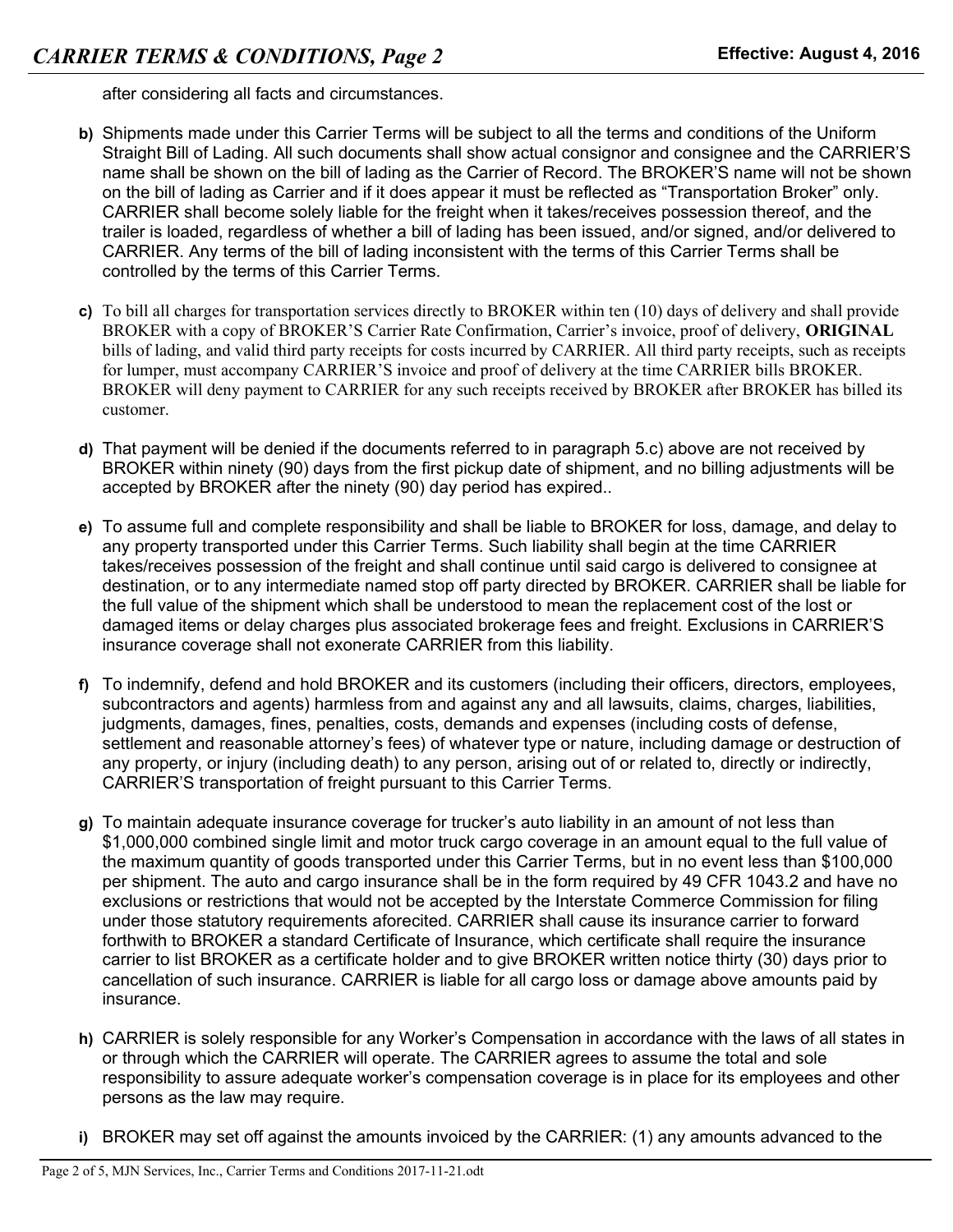after considering all facts and circumstances.

- **b)** Shipments made under this Carrier Terms will be subject to all the terms and conditions of the Uniform Straight Bill of Lading. All such documents shall show actual consignor and consignee and the CARRIER'S name shall be shown on the bill of lading as the Carrier of Record. The BROKER'S name will not be shown on the bill of lading as Carrier and if it does appear it must be reflected as "Transportation Broker" only. CARRIER shall become solely liable for the freight when it takes/receives possession thereof, and the trailer is loaded, regardless of whether a bill of lading has been issued, and/or signed, and/or delivered to CARRIER. Any terms of the bill of lading inconsistent with the terms of this Carrier Terms shall be controlled by the terms of this Carrier Terms.

- **c)** To bill all charges for transportation services directly to BROKER within ten (10) days of delivery and shall provide BROKER with a copy of BROKER'S Carrier Rate Confirmation, Carrier's invoice, proof of delivery, **ORIGINAL** bills of lading, and valid third party receipts for costs incurred by CARRIER. All third party receipts, such as receipts for lumper, must accompany CARRIER'S invoice and proof of delivery at the time CARRIER bills BROKER. BROKER will deny payment to CARRIER for any such receipts received by BROKER after BROKER has billed its customer.

- **d)** That payment will be denied if the documents referred to in paragraph 5.c) above are not received by BROKER within ninety (90) days from the first pickup date of shipment, and no billing adjustments will be accepted by BROKER after the ninety (90) day period has expired..

- **e)** To assume full and complete responsibility and shall be liable to BROKER for loss, damage, and delay to any property transported under this Carrier Terms. Such liability shall begin at the time CARRIER takes/receives possession of the freight and shall continue until said cargo is delivered to consignee at destination, or to any intermediate named stop off party directed by BROKER. CARRIER shall be liable for the full value of the shipment which shall be understood to mean the replacement cost of the lost or damaged items or delay charges plus associated brokerage fees and freight. Exclusions in CARRIER'S insurance coverage shall not exonerate CARRIER from this liability.

- **f)** To indemnify, defend and hold BROKER and its customers (including their officers, directors, employees, subcontractors and agents) harmless from and against any and all lawsuits, claims, charges, liabilities, judgments, damages, fines, penalties, costs, demands and expenses (including costs of defense, settlement and reasonable attorney's fees) of whatever type or nature, including damage or destruction of any property, or injury (including death) to any person, arising out of or related to, directly or indirectly, CARRIER'S transportation of freight pursuant to this Carrier Terms.

- **g)** To maintain adequate insurance coverage for trucker's auto liability in an amount of not less than $1,000,000 combined single limit and motor truck cargo coverage in an amount equal to the full value of the maximum quantity of goods transported under this Carrier Terms, but in no event less than $100,000 per shipment. The auto and cargo insurance shall be in the form required by 49 CFR 1043.2 and have no exclusions or restrictions that would not be accepted by the Interstate Commerce Commission for filing under those statutory requirements aforecited. CARRIER shall cause its insurance carrier to forward forthwith to BROKER a standard Certificate of Insurance, which certificate shall require the insurance carrier to list BROKER as a certificate holder and to give BROKER written notice thirty (30) days prior to cancellation of such insurance. CARRIER is liable for all cargo loss or damage above amounts paid by insurance.

- **h)** CARRIER is solely responsible for any Worker's Compensation in accordance with the laws of all states in or through which the CARRIER will operate. The CARRIER agrees to assume the total and sole responsibility to assure adequate worker's compensation coverage is in place for its employees and other persons as the law may require.

- **i)** BROKER may set off against the amounts invoiced by the CARRIER: (1) any amounts advanced to the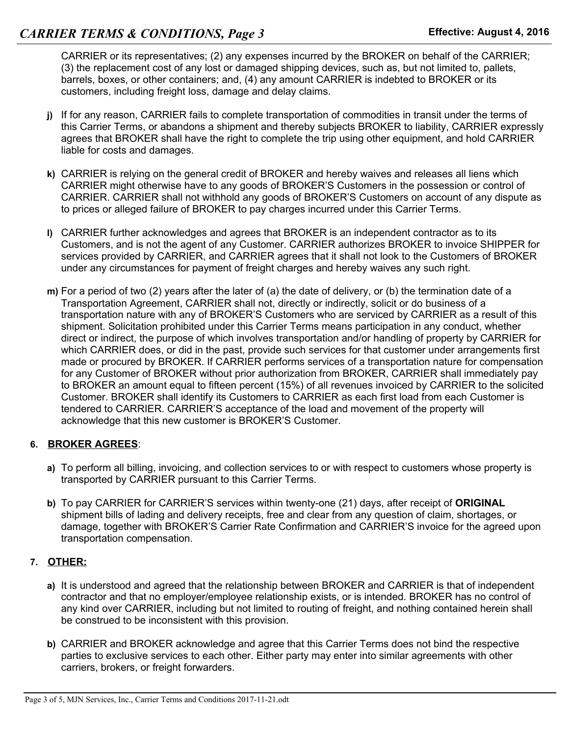CARRIER or its representatives; (2) any expenses incurred by the BROKER on behalf of the CARRIER; (3) the replacement cost of any lost or damaged shipping devices, such as, but not limited to, pallets, barrels, boxes, or other containers; and, (4) any amount CARRIER is indebted to BROKER or its customers, including freight loss, damage and delay claims.

j) If for any reason, CARRIER fails to complete transportation of commodities in transit under the terms of this Carrier Terms, or abandons a shipment and thereby subjects BROKER to liability, CARRIER expressly agrees that BROKER shall have the right to complete the trip using other equipment, and hold CARRIER liable for costs and damages.

k) CARRIER is relying on the general credit of BROKER and hereby waives and releases all liens which CARRIER might otherwise have to any goods of BROKER'S Customers in the possession or control of CARRIER. CARRIER shall not withhold any goods of BROKER'S Customers on account of any dispute as to prices or alleged failure of BROKER to pay charges incurred under this Carrier Terms.

l) CARRIER further acknowledges and agrees that BROKER is an independent contractor as to its Customers, and is not the agent of any Customer. CARRIER authorizes BROKER to invoice SHIPPER for services provided by CARRIER, and CARRIER agrees that it shall not look to the Customers of BROKER under any circumstances for payment of freight charges and hereby waives any such right.

m) For a period of two (2) years after the later of (a) the date of delivery, or (b) the termination date of a Transportation Agreement, CARRIER shall not, directly or indirectly, solicit or do business of a transportation nature with any of BROKER'S Customers who are serviced by CARRIER as a result of this shipment. Solicitation prohibited under this Carrier Terms means participation in any conduct, whether direct or indirect, the purpose of which involves transportation and/or handling of property by CARRIER for which CARRIER does, or did in the past, provide such services for that customer under arrangements first made or procured by BROKER. If CARRIER performs services of a transportation nature for compensation for any Customer of BROKER without prior authorization from BROKER, CARRIER shall immediately pay to BROKER an amount equal to fifteen percent (15%) of all revenues invoiced by CARRIER to the solicited Customer. BROKER shall identify its Customers to CARRIER as each first load from each Customer is tendered to CARRIER. CARRIER'S acceptance of the load and movement of the property will acknowledge that this new customer is BROKER'S Customer.

6. **BROKER AGREES**:

a) To perform all billing, invoicing, and collection services to or with respect to customers whose property is transported by CARRIER pursuant to this Carrier Terms.

b) To pay CARRIER for CARRIER'S services within twenty-one (21) days, after receipt of **ORIGINAL** shipment bills of lading and delivery receipts, free and clear from any question of claim, shortages, or damage, together with BROKER'S Carrier Rate Confirmation and CARRIER'S invoice for the agreed upon transportation compensation.

7. **OTHER:**

a) It is understood and agreed that the relationship between BROKER and CARRIER is that of independent contractor and that no employer/employee relationship exists, or is intended. BROKER has no control of any kind over CARRIER, including but not limited to routing of freight, and nothing contained herein shall be construed to be inconsistent with this provision.

b) CARRIER and BROKER acknowledge and agree that this Carrier Terms does not bind the respective parties to exclusive services to each other. Either party may enter into similar agreements with other carriers, brokers, or freight forwarders.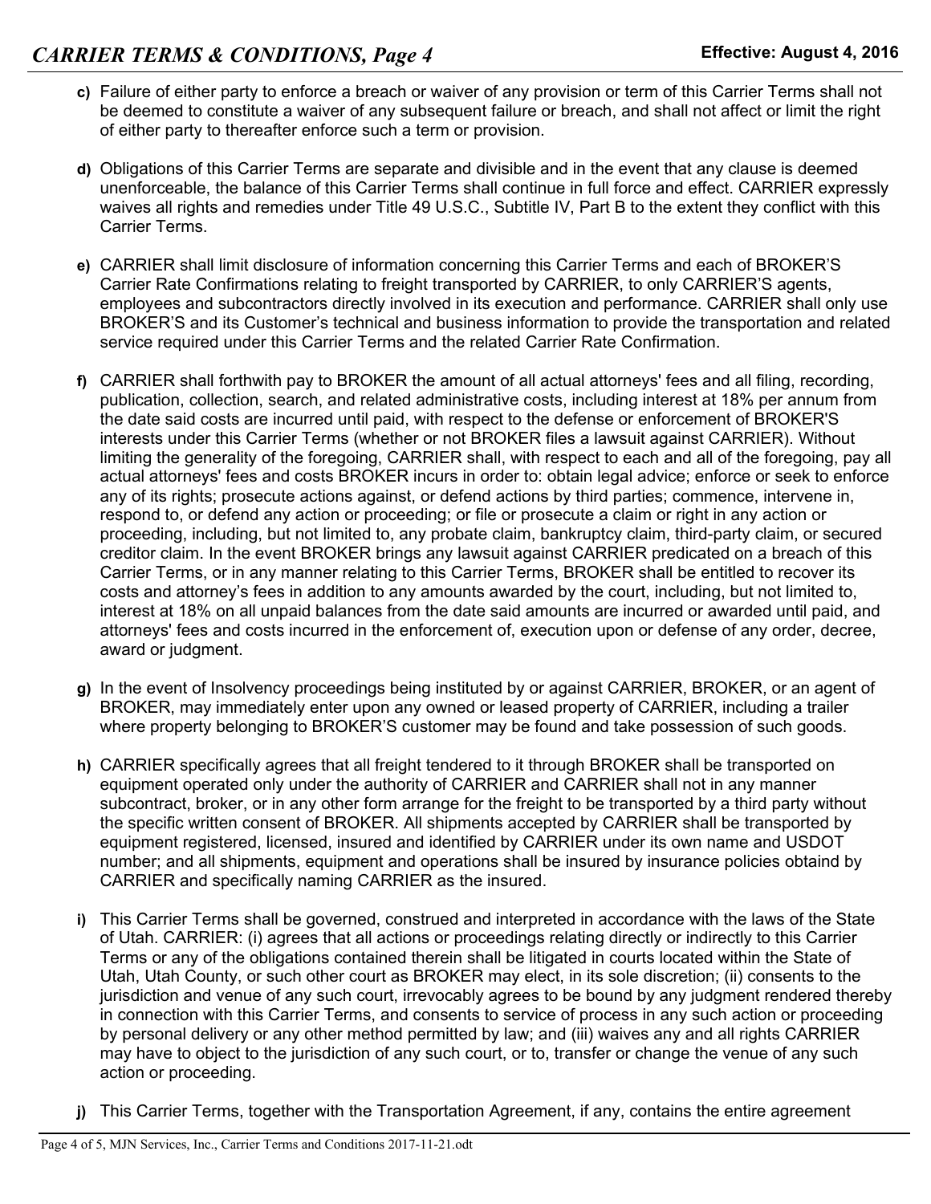- **c)** Failure of either party to enforce a breach or waiver of any provision or term of this Carrier Terms shall not be deemed to constitute a waiver of any subsequent failure or breach, and shall not affect or limit the right of either party to thereafter enforce such a term or provision.

- **d)** Obligations of this Carrier Terms are separate and divisible and in the event that any clause is deemed unenforceable, the balance of this Carrier Terms shall continue in full force and effect. CARRIER expressly waives all rights and remedies under Title 49 U.S.C., Subtitle IV, Part B to the extent they conflict with this Carrier Terms.

- **e)** CARRIER shall limit disclosure of information concerning this Carrier Terms and each of BROKER'S Carrier Rate Confirmations relating to freight transported by CARRIER, to only CARRIER'S agents, employees and subcontractors directly involved in its execution and performance. CARRIER shall only use BROKER'S and its Customer's technical and business information to provide the transportation and related service required under this Carrier Terms and the related Carrier Rate Confirmation.

- **f)** CARRIER shall forthwith pay to BROKER the amount of all actual attorneys' fees and all filing, recording, publication, collection, search, and related administrative costs, including interest at 18% per annum from the date said costs are incurred until paid, with respect to the defense or enforcement of BROKER'S interests under this Carrier Terms (whether or not BROKER files a lawsuit against CARRIER). Without limiting the generality of the foregoing, CARRIER shall, with respect to each and all of the foregoing, pay all actual attorneys' fees and costs BROKER incurs in order to: obtain legal advice; enforce or seek to enforce any of its rights; prosecute actions against, or defend actions by third parties; commence, intervene in, respond to, or defend any action or proceeding; or file or prosecute a claim or right in any action or proceeding, including, but not limited to, any probate claim, bankruptcy claim, third-party claim, or secured creditor claim. In the event BROKER brings any lawsuit against CARRIER predicated on a breach of this Carrier Terms, or in any manner relating to this Carrier Terms, BROKER shall be entitled to recover its costs and attorney's fees in addition to any amounts awarded by the court, including, but not limited to, interest at 18% on all unpaid balances from the date said amounts are incurred or awarded until paid, and attorneys' fees and costs incurred in the enforcement of, execution upon or defense of any order, decree, award or judgment.

- **g)** In the event of Insolvency proceedings being instituted by or against CARRIER, BROKER, or an agent of BROKER, may immediately enter upon any owned or leased property of CARRIER, including a trailer where property belonging to BROKER'S customer may be found and take possession of such goods.

- **h)** CARRIER specifically agrees that all freight tendered to it through BROKER shall be transported on equipment operated only under the authority of CARRIER and CARRIER shall not in any manner subcontract, broker, or in any other form arrange for the freight to be transported by a third party without the specific written consent of BROKER. All shipments accepted by CARRIER shall be transported by equipment registered, licensed, insured and identified by CARRIER under its own name and USDOT number; and all shipments, equipment and operations shall be insured by insurance policies obtaind by CARRIER and specifically naming CARRIER as the insured.

- **i)** This Carrier Terms shall be governed, construed and interpreted in accordance with the laws of the State of Utah. CARRIER: (i) agrees that all actions or proceedings relating directly or indirectly to this Carrier Terms or any of the obligations contained therein shall be litigated in courts located within the State of Utah, Utah County, or such other court as BROKER may elect, in its sole discretion; (ii) consents to the jurisdiction and venue of any such court, irrevocably agrees to be bound by any judgment rendered thereby in connection with this Carrier Terms, and consents to service of process in any such action or proceeding by personal delivery or any other method permitted by law; and (iii) waives any and all rights CARRIER may have to object to the jurisdiction of any such court, or to, transfer or change the venue of any such action or proceeding.

- **j)** This Carrier Terms, together with the Transportation Agreement, if any, contains the entire agreement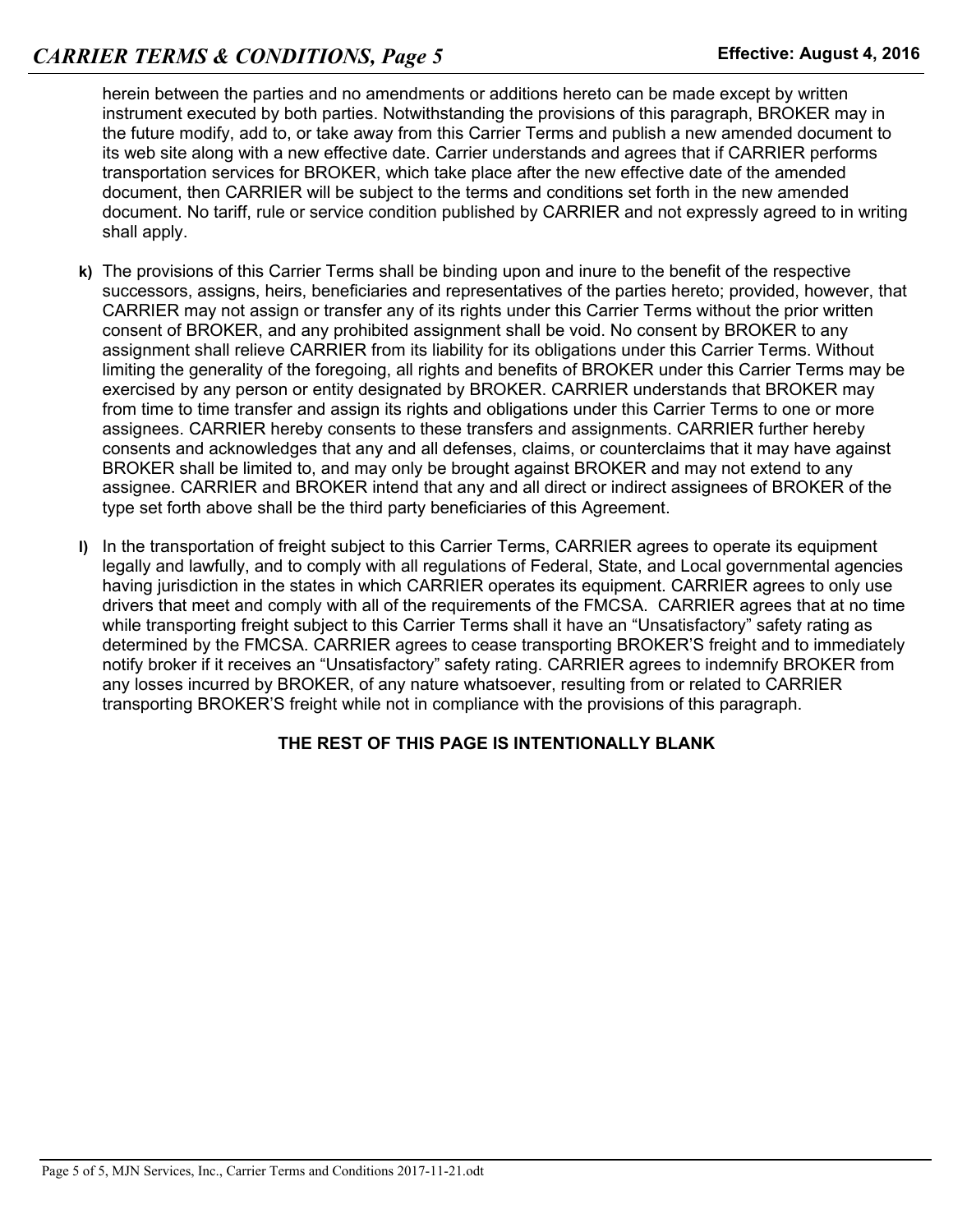herein between the parties and no amendments or additions hereto can be made except by written instrument executed by both parties. Notwithstanding the provisions of this paragraph, BROKER may in the future modify, add to, or take away from this Carrier Terms and publish a new amended document to its web site along with a new effective date. Carrier understands and agrees that if CARRIER performs transportation services for BROKER, which take place after the new effective date of the amended document, then CARRIER will be subject to the terms and conditions set forth in the new amended document. No tariff, rule or service condition published by CARRIER and not expressly agreed to in writing shall apply.

**k)** The provisions of this Carrier Terms shall be binding upon and inure to the benefit of the respective successors, assigns, heirs, beneficiaries and representatives of the parties hereto; provided, however, that CARRIER may not assign or transfer any of its rights under this Carrier Terms without the prior written consent of BROKER, and any prohibited assignment shall be void. No consent by BROKER to any assignment shall relieve CARRIER from its liability for its obligations under this Carrier Terms. Without limiting the generality of the foregoing, all rights and benefits of BROKER under this Carrier Terms may be exercised by any person or entity designated by BROKER. CARRIER understands that BROKER may from time to time transfer and assign its rights and obligations under this Carrier Terms to one or more assignees. CARRIER hereby consents to these transfers and assignments. CARRIER further hereby consents and acknowledges that any and all defenses, claims, or counterclaims that it may have against BROKER shall be limited to, and may only be brought against BROKER and may not extend to any assignee. CARRIER and BROKER intend that any and all direct or indirect assignees of BROKER of the type set forth above shall be the third party beneficiaries of this Agreement.

**l)** In the transportation of freight subject to this Carrier Terms, CARRIER agrees to operate its equipment legally and lawfully, and to comply with all regulations of Federal, State, and Local governmental agencies having jurisdiction in the states in which CARRIER operates its equipment. CARRIER agrees to only use drivers that meet and comply with all of the requirements of the FMCSA. CARRIER agrees that at no time while transporting freight subject to this Carrier Terms shall it have an "Unsatisfactory" safety rating as determined by the FMCSA. CARRIER agrees to cease transporting BROKER'S freight and to immediately notify broker if it receives an "Unsatisfactory" safety rating. CARRIER agrees to indemnify BROKER from any losses incurred by BROKER, of any nature whatsoever, resulting from or related to CARRIER transporting BROKER'S freight while not in compliance with the provisions of this paragraph.

**THE REST OF THIS PAGE IS INTENTIONALLY BLANK**